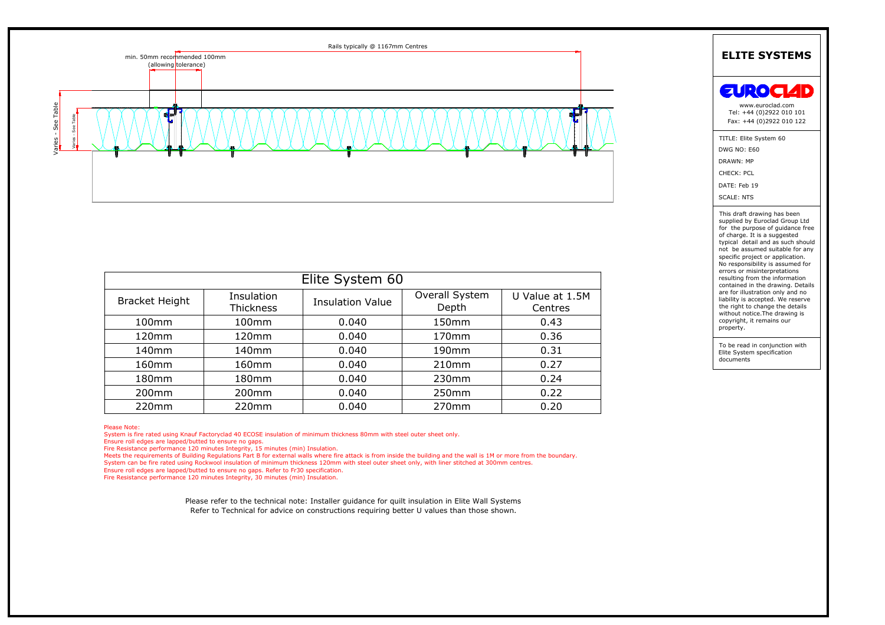Rails typically @ 1167mm Centres

min. 50mm recommended 100mm (allowing tolerance)

Varies - See Table

Varies - See Table

| Elite System 60 | | | | |
|---|---|---|---|---|
| Bracket Height | Insulation Thickness | Insulation Value | Overall System Depth | U Value at 1.5M Centres |
| 100mm | 100mm | 0.040 | 150mm | 0.43 |
| 120mm | 120mm | 0.040 | 170mm | 0.36 |
| 140mm | 140mm | 0.040 | 190mm | 0.31 |
| 160mm | 160mm | 0.040 | 210mm | 0.27 |
| 180mm | 180mm | 0.040 | 230mm | 0.24 |
| 200mm | 200mm | 0.040 | 250mm | 0.22 |
| 220mm | 220mm | 0.040 | 270mm | 0.20 |

Please Note:
System is fire rated using Knauf Factoryclad 40 ECOSE insulation of minimum thickness 80mm with steel outer sheet only.
Ensure roll edges are lapped/butted to ensure no gaps.
Fire Resistance performance 120 minutes Integrity, 15 minutes (min) Insulation.
Meets the requirements of Building Regulations Part B for external walls where fire attack is from inside the building and the wall is 1M or more from the boundary.
System can be fire rated using Rockwool insulation of minimum thickness 120mm with steel outer sheet only, with liner stitched at 300mm centres.
Ensure roll edges are lapped/butted to ensure no gaps. Refer to Fr30 specification.
Fire Resistance performance 120 minutes Integrity, 30 minutes (min) Insulation.

Please refer to the technical note: Installer guidance for quilt insulation in Elite Wall Systems
Refer to Technical for advice on constructions requiring better U values than those shown.

## ELITE SYSTEMS

EUROCLAD

www.euroclad.com
Tel: +44 (0)2922 010 101
Fax: +44 (0)2922 010 122

TITLE: Elite System 60
DWG NO: E60
DRAWN: MP
CHECK: PCL
DATE: Feb 19
SCALE: NTS

This draft drawing has been supplied by Euroclad Group Ltd for the purpose of guidance free of charge. It is a suggested typical detail and as such should not be assumed suitable for any specific project or application. No responsibility is assumed for errors or misinterpretations resulting from the information contained in the drawing. Details are for illustration only and no liability is accepted. We reserve the right to change the details without notice.The drawing is copyright, it remains our property.

To be read in conjunction with Elite System specification documents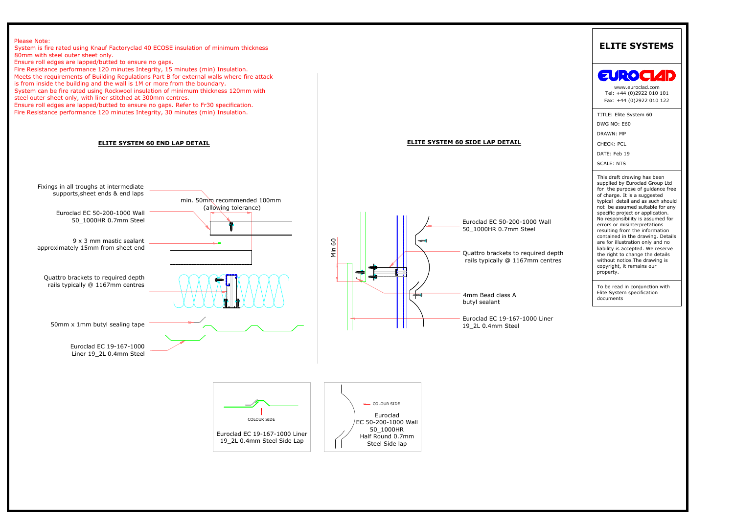Please Note:
System is fire rated using Knauf Factoryclad 40 ECOSE insulation of minimum thickness 80mm with steel outer sheet only.
Ensure roll edges are lapped/butted to ensure no gaps.
Fire Resistance performance 120 minutes Integrity, 15 minutes (min) Insulation.
Meets the requirements of Building Regulations Part B for external walls where fire attack is from inside the building and the wall is 1M or more from the boundary.
System can be fire rated using Rockwool insulation of minimum thickness 120mm with steel outer sheet only, with liner stitched at 300mm centres.
Ensure roll edges are lapped/butted to ensure no gaps. Refer to Fr30 specification.
Fire Resistance performance 120 minutes Integrity, 30 minutes (min) Insulation.

## ELITE SYSTEM 60 END LAP DETAIL

Fixings in all troughs at intermediate supports,sheet ends & end laps

min. 50mm recommended 100mm (allowing tolerance)

Euroclad EC 50-200-1000 Wall 50_1000HR 0.7mm Steel

9 x 3 mm mastic sealant approximately 15mm from sheet end

Quattro brackets to required depth rails typically @ 1167mm centres

50mm x 1mm butyl sealing tape

Euroclad EC 19-167-1000 Liner 19_2L 0.4mm Steel

## ELITE SYSTEM 60 SIDE LAP DETAIL

Min 60

Euroclad EC 50-200-1000 Wall 50_1000HR 0.7mm Steel

Quattro brackets to required depth rails typically @ 1167mm centres

4mm Bead class A butyl sealant

Euroclad EC 19-167-1000 Liner 19_2L 0.4mm Steel

COLOUR SIDE

Euroclad EC 19-167-1000 Liner 19_2L 0.4mm Steel Side Lap

COLOUR SIDE

Euroclad EC 50-200-1000 Wall 50_1000HR Half Round 0.7mm Steel Side lap

# ELITE SYSTEMS

EUROCLAD

www.euroclad.com
Tel: +44 (0)2922 010 101
Fax: +44 (0)2922 010 122

TITLE: Elite System 60
DWG NO: E60
DRAWN: MP
CHECK: PCL
DATE: Feb 19
SCALE: NTS

This draft drawing has been supplied by Euroclad Group Ltd for the purpose of guidance free of charge. It is a suggested typical detail and as such should not be assumed suitable for any specific project or application. No responsibility is assumed for errors or misinterpretations resulting from the information contained in the drawing. Details are for illustration only and no liability is accepted. We reserve the right to change the details without notice.The drawing is copyright, it remains our property.

To be read in conjunction with Elite System specification documents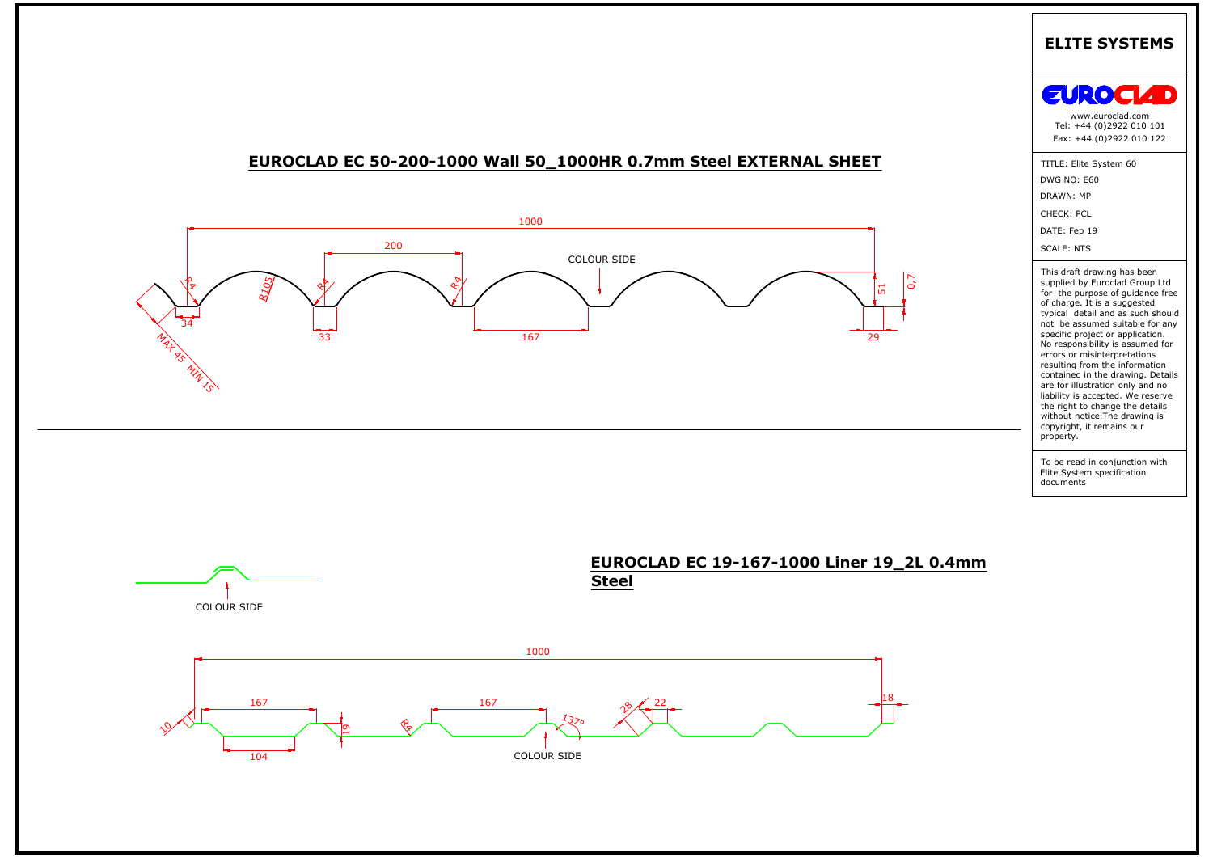## EUROCLAD EC 50-200-1000 Wall 50_1000HR 0.7mm Steel EXTERNAL SHEET

1000

200

COLOUR SIDE

R4 R105 R4 R4

51 0,7

34 33 167 29

MAX 45 MIN 15

## EUROCLAD EC 19-167-1000 Liner 19_2L 0.4mm Steel

COLOUR SIDE

1000

167 167

10 19 R4 137° 28 22 18

104

COLOUR SIDE

# ELITE SYSTEMS

EUROCLAD

www.euroclad.com
Tel: +44 (0)2922 010 101
Fax: +44 (0)2922 010 122

TITLE: Elite System 60

DWG NO: E60

DRAWN: MP

CHECK: PCL

DATE: Feb 19

SCALE: NTS

This draft drawing has been supplied by Euroclad Group Ltd for the purpose of guidance free of charge. It is a suggested typical detail and as such should not be assumed suitable for any specific project or application. No responsibility is assumed for errors or misinterpretations resulting from the information contained in the drawing. Details are for illustration only and no liability is accepted. We reserve the right to change the details without notice.The drawing is copyright, it remains our property.

To be read in conjunction with Elite System specification documents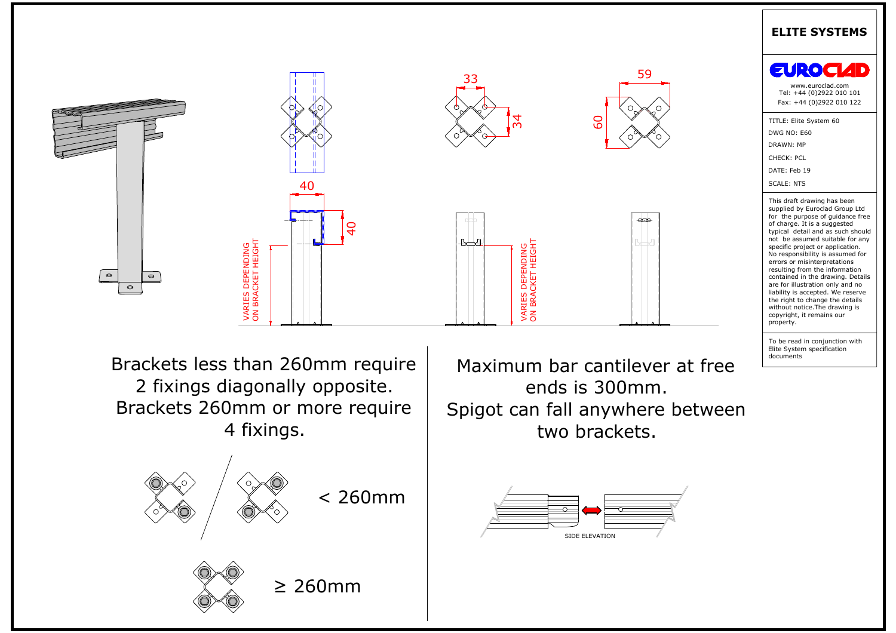## ELITE SYSTEMS

EUROCLAD

www.euroclad.com
Tel: +44 (0)2922 010 101
Fax: +44 (0)2922 010 122

TITLE: Elite System 60
DWG NO: E60
DRAWN: MP
CHECK: PCL
DATE: Feb 19
SCALE: NTS

This draft drawing has been supplied by Euroclad Group Ltd for the purpose of guidance free of charge. It is a suggested typical detail and as such should not be assumed suitable for any specific project or application. No responsibility is assumed for errors or misinterpretations resulting from the information contained in the drawing. Details are for illustration only and no liability is accepted. We reserve the right to change the details without notice. The drawing is copyright, it remains our property.

To be read in conjunction with Elite System specification documents

33

34

59

60

40

40

VARIES DEPENDING ON BRACKET HEIGHT

VARIES DEPENDING ON BRACKET HEIGHT

Brackets less than 260mm require 2 fixings diagonally opposite.
Brackets 260mm or more require 4 fixings.

< 260mm

≥ 260mm

Maximum bar cantilever at free ends is 300mm.
Spigot can fall anywhere between two brackets.

SIDE ELEVATION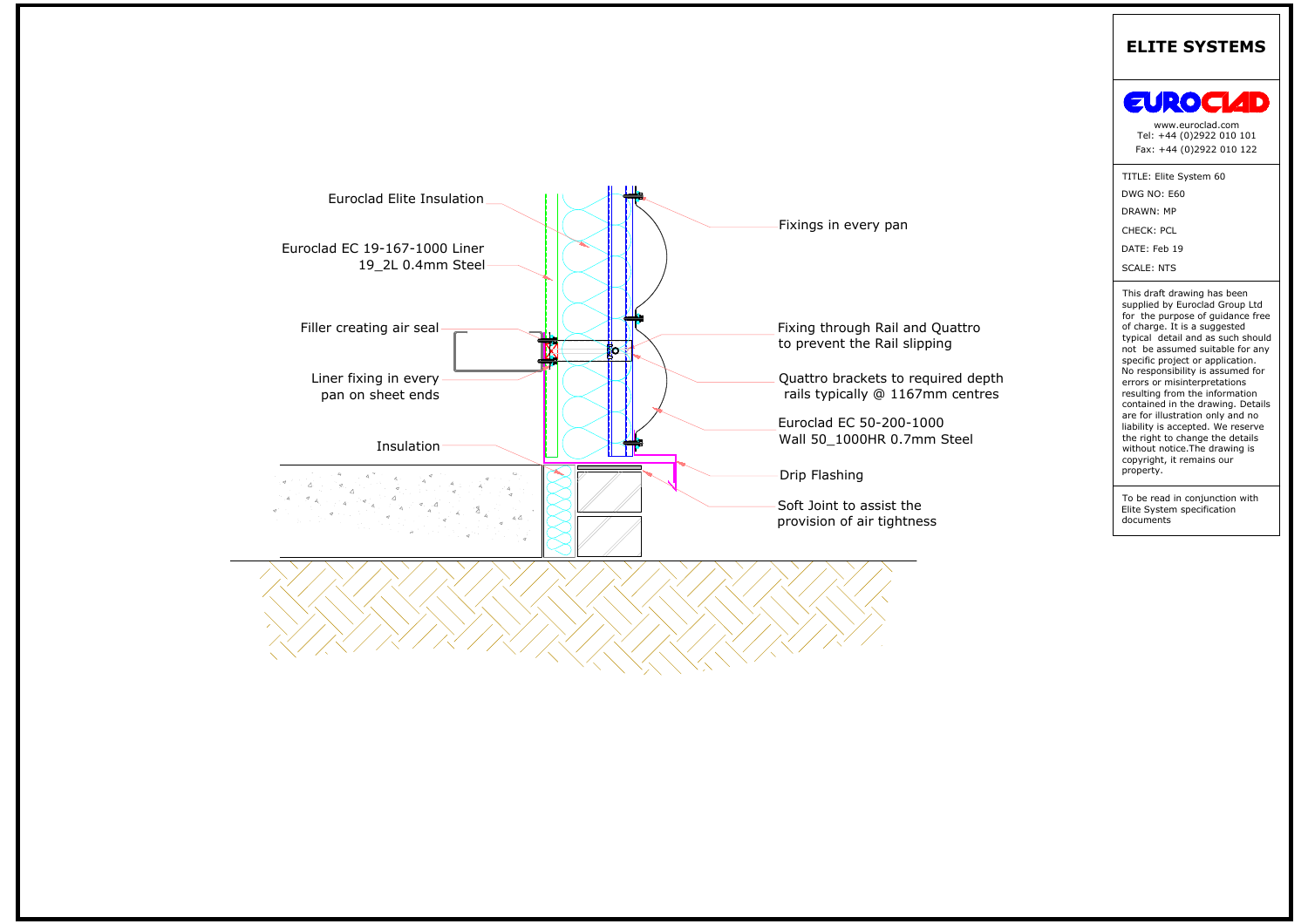Euroclad Elite Insulation

Euroclad EC 19-167-1000 Liner
19_2L 0.4mm Steel

Filler creating air seal

Liner fixing in every
pan on sheet ends

Insulation

Fixings in every pan

Fixing through Rail and Quattro
to prevent the Rail slipping

Quattro brackets to required depth
rails typically @ 1167mm centres

Euroclad EC 50-200-1000
Wall 50_1000HR 0.7mm Steel

Drip Flashing

Soft Joint to assist the
provision of air tightness

## ELITE SYSTEMS

EUROCLAD

www.euroclad.com
Tel: +44 (0)2922 010 101
Fax: +44 (0)2922 010 122

TITLE: Elite System 60

DWG NO: E60

DRAWN: MP

CHECK: PCL

DATE: Feb 19

SCALE: NTS

This draft drawing has been supplied by Euroclad Group Ltd for the purpose of guidance free of charge. It is a suggested typical detail and as such should not be assumed suitable for any specific project or application. No responsibility is assumed for errors or misinterpretations resulting from the information contained in the drawing. Details are for illustration only and no liability is accepted. We reserve the right to change the details without notice.The drawing is copyright, it remains our property.

To be read in conjunction with Elite System specification documents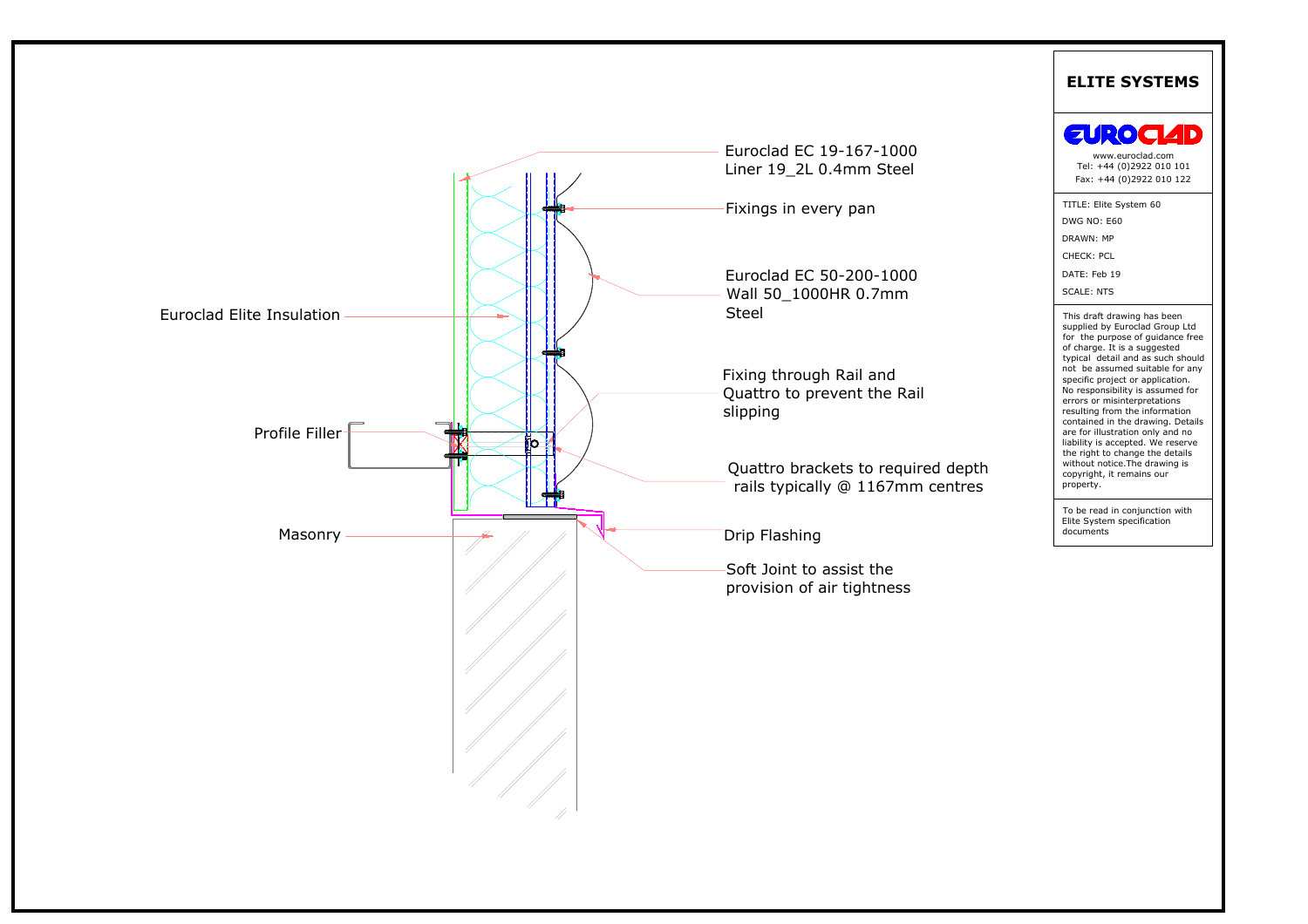Euroclad EC 19-167-1000
Liner 19_2L 0.4mm Steel

Fixings in every pan

Euroclad EC 50-200-1000
Wall 50_1000HR 0.7mm
Steel

Euroclad Elite Insulation

Fixing through Rail and
Quattro to prevent the Rail
slipping

Profile Filler

Quattro brackets to required depth
rails typically @ 1167mm centres

Masonry

Drip Flashing

Soft Joint to assist the
provision of air tightness

## ELITE SYSTEMS

EUROCLAD

www.euroclad.com
Tel: +44 (0)2922 010 101
Fax: +44 (0)2922 010 122

TITLE: Elite System 60
DWG NO: E60
DRAWN: MP
CHECK: PCL
DATE: Feb 19
SCALE: NTS

This draft drawing has been supplied by Euroclad Group Ltd for the purpose of guidance free of charge. It is a suggested typical detail and as such should not be assumed suitable for any specific project or application. No responsibility is assumed for errors or misinterpretations resulting from the information contained in the drawing. Details are for illustration only and no liability is accepted. We reserve the right to change the details without notice.The drawing is copyright, it remains our property.

To be read in conjunction with Elite System specification documents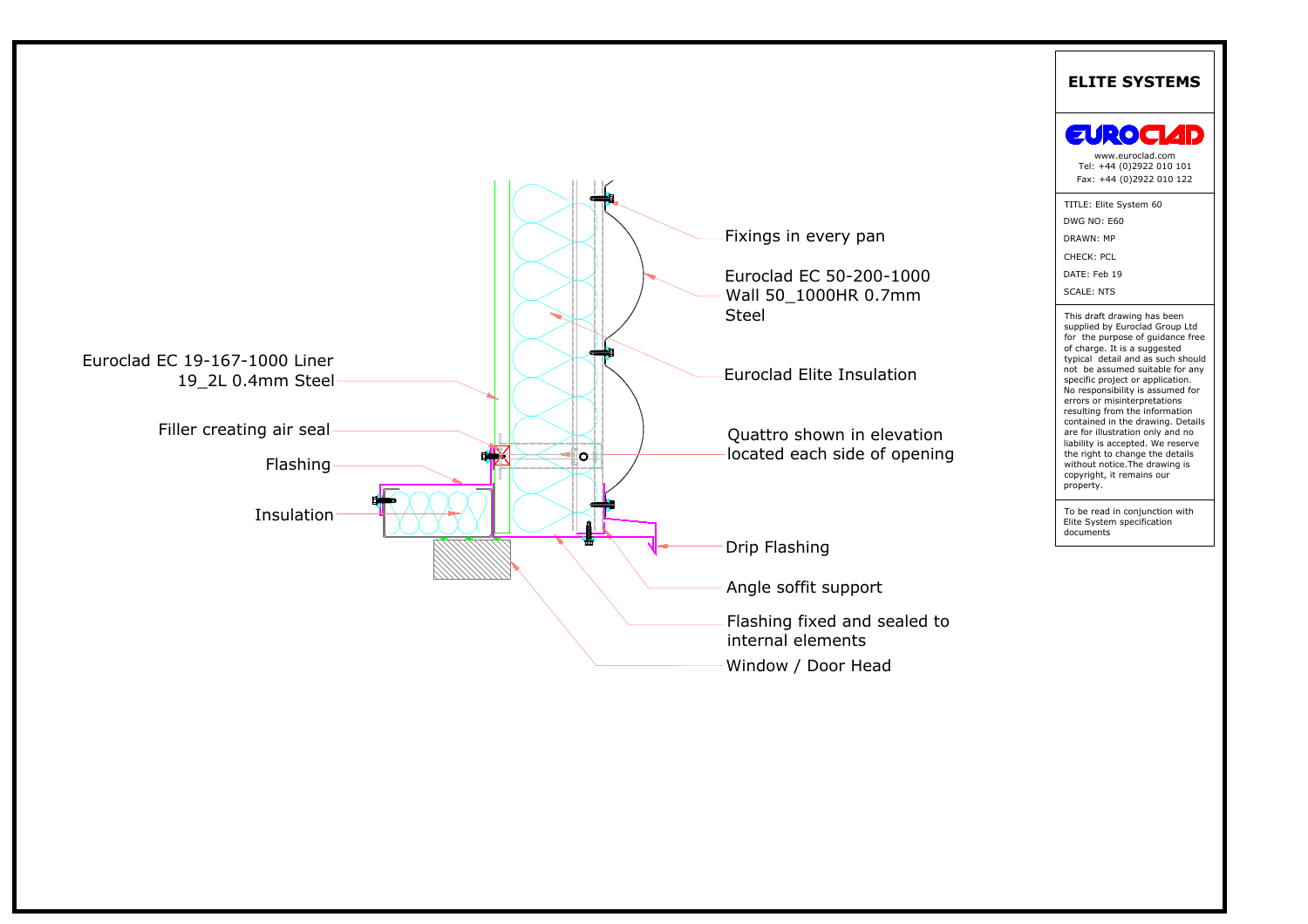Euroclad EC 19-167-1000 Liner 19_2L 0.4mm Steel

Filler creating air seal

Flashing

Insulation

Fixings in every pan

Euroclad EC 50-200-1000 Wall 50_1000HR 0.7mm Steel

Euroclad Elite Insulation

Quattro shown in elevation located each side of opening

Drip Flashing

Angle soffit support

Flashing fixed and sealed to internal elements

Window / Door Head

## ELITE SYSTEMS

EUROCLAD

www.euroclad.com
Tel: +44 (0)2922 010 101
Fax: +44 (0)2922 010 122

TITLE: Elite System 60
DWG NO: E60
DRAWN: MP
CHECK: PCL
DATE: Feb 19
SCALE: NTS

This draft drawing has been supplied by Euroclad Group Ltd for the purpose of guidance free of charge. It is a suggested typical detail and as such should not be assumed suitable for any specific project or application. No responsibility is assumed for errors or misinterpretations resulting from the information contained in the drawing. Details are for illustration only and no liability is accepted. We reserve the right to change the details without notice.The drawing is copyright, it remains our property.

To be read in conjunction with Elite System specification documents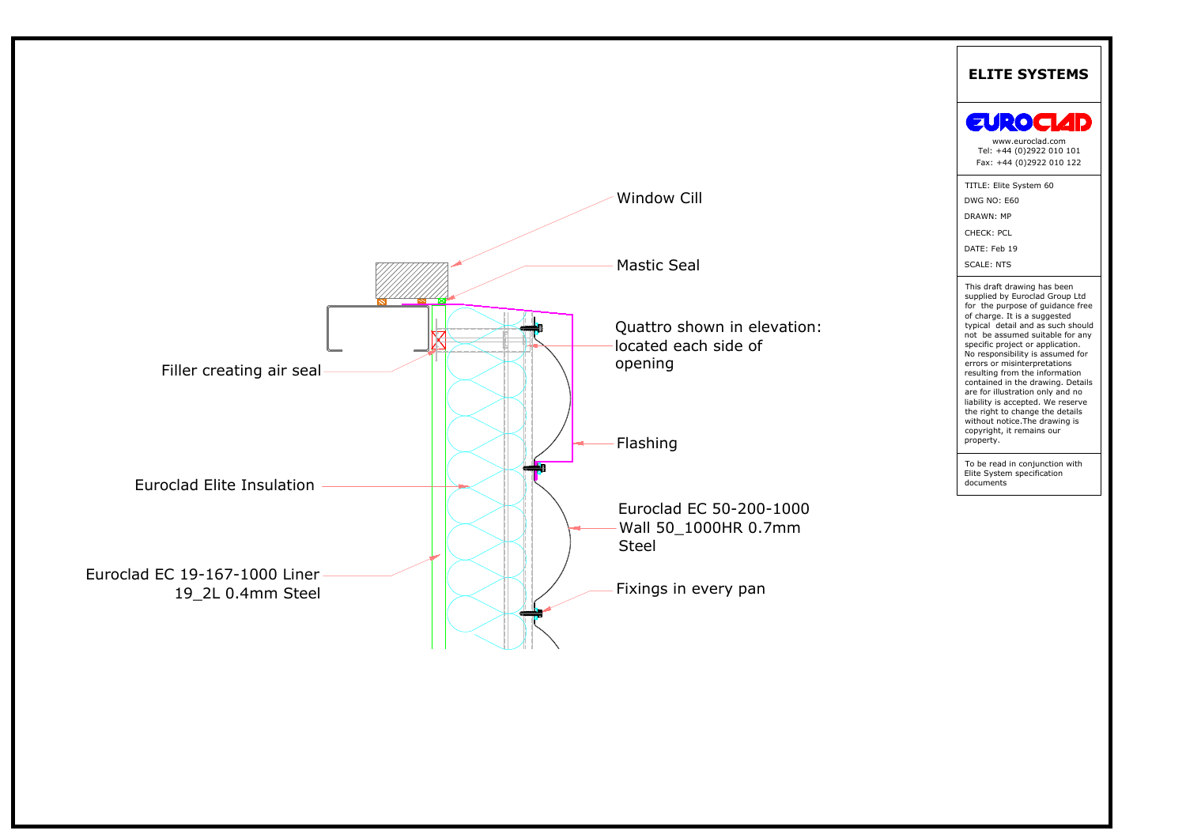Window Cill

Mastic Seal

Quattro shown in elevation: located each side of opening

Filler creating air seal

Flashing

Euroclad Elite Insulation

Euroclad EC 50-200-1000 Wall 50_1000HR 0.7mm Steel

Euroclad EC 19-167-1000 Liner 19_2L 0.4mm Steel

Fixings in every pan

## ELITE SYSTEMS

EUROCLAD

www.euroclad.com
Tel: +44 (0)2922 010 101
Fax: +44 (0)2922 010 122

TITLE: Elite System 60
DWG NO: E60
DRAWN: MP
CHECK: PCL
DATE: Feb 19
SCALE: NTS

This draft drawing has been supplied by Euroclad Group Ltd for the purpose of guidance free of charge. It is a suggested typical detail and as such should not be assumed suitable for any specific project or application. No responsibility is assumed for errors or misinterpretations resulting from the information contained in the drawing. Details are for illustration only and no liability is accepted. We reserve the right to change the details without notice.The drawing is copyright, it remains our property.

To be read in conjunction with Elite System specification documents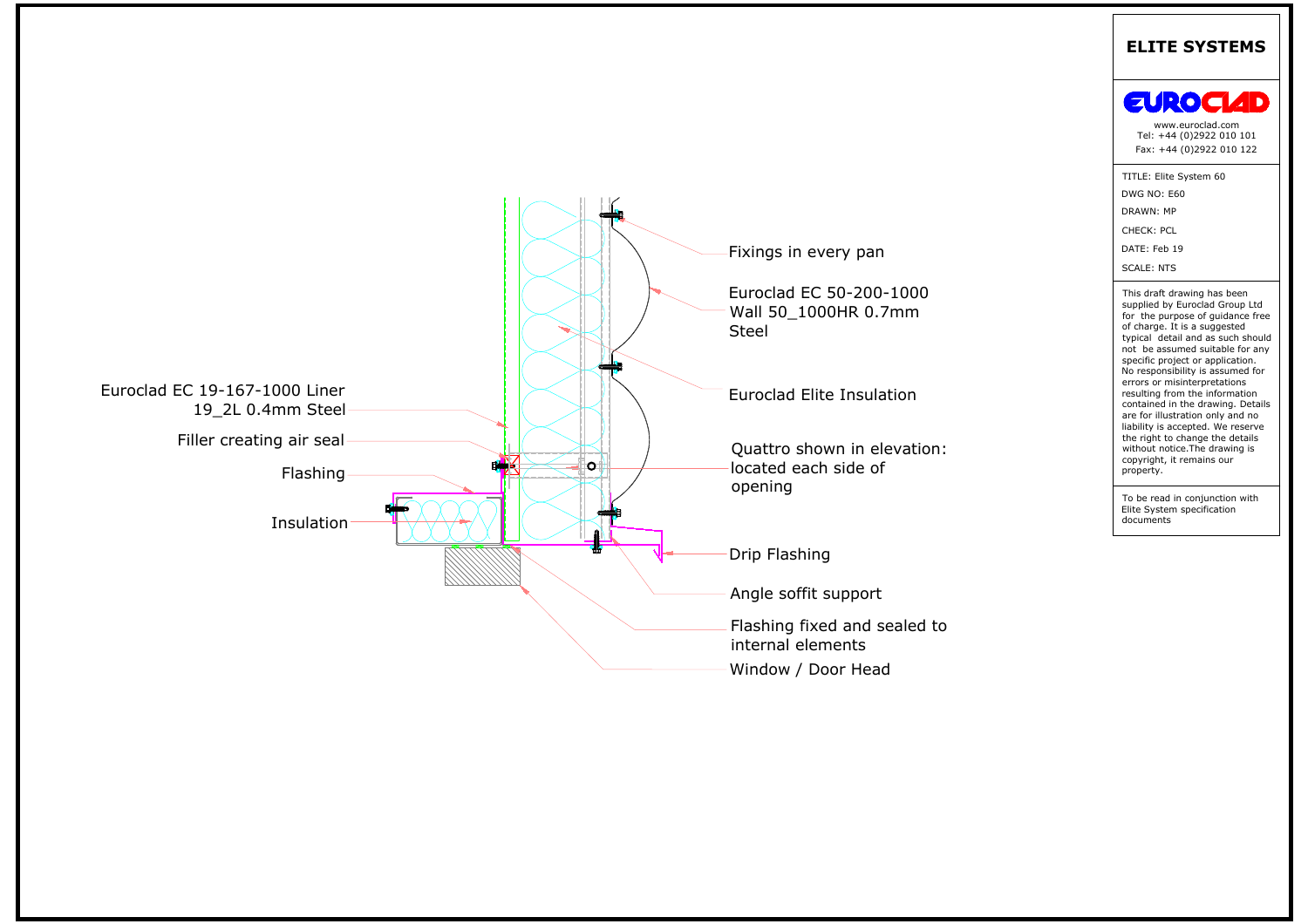Euroclad EC 19-167-1000 Liner 19_2L 0.4mm Steel

Filler creating air seal

Flashing

Insulation

Fixings in every pan

Euroclad EC 50-200-1000 Wall 50_1000HR 0.7mm Steel

Euroclad Elite Insulation

Quattro shown in elevation: located each side of opening

Drip Flashing

Angle soffit support

Flashing fixed and sealed to internal elements

Window / Door Head

## ELITE SYSTEMS

EUROCLAD

www.euroclad.com
Tel: +44 (0)2922 010 101
Fax: +44 (0)2922 010 122

TITLE: Elite System 60

DWG NO: E60

DRAWN: MP

CHECK: PCL

DATE: Feb 19

SCALE: NTS

This draft drawing has been supplied by Euroclad Group Ltd for the purpose of guidance free of charge. It is a suggested typical detail and as such should not be assumed suitable for any specific project or application. No responsibility is assumed for errors or misinterpretations resulting from the information contained in the drawing. Details are for illustration only and no liability is accepted. We reserve the right to change the details without notice.The drawing is copyright, it remains our property.

To be read in conjunction with Elite System specification documents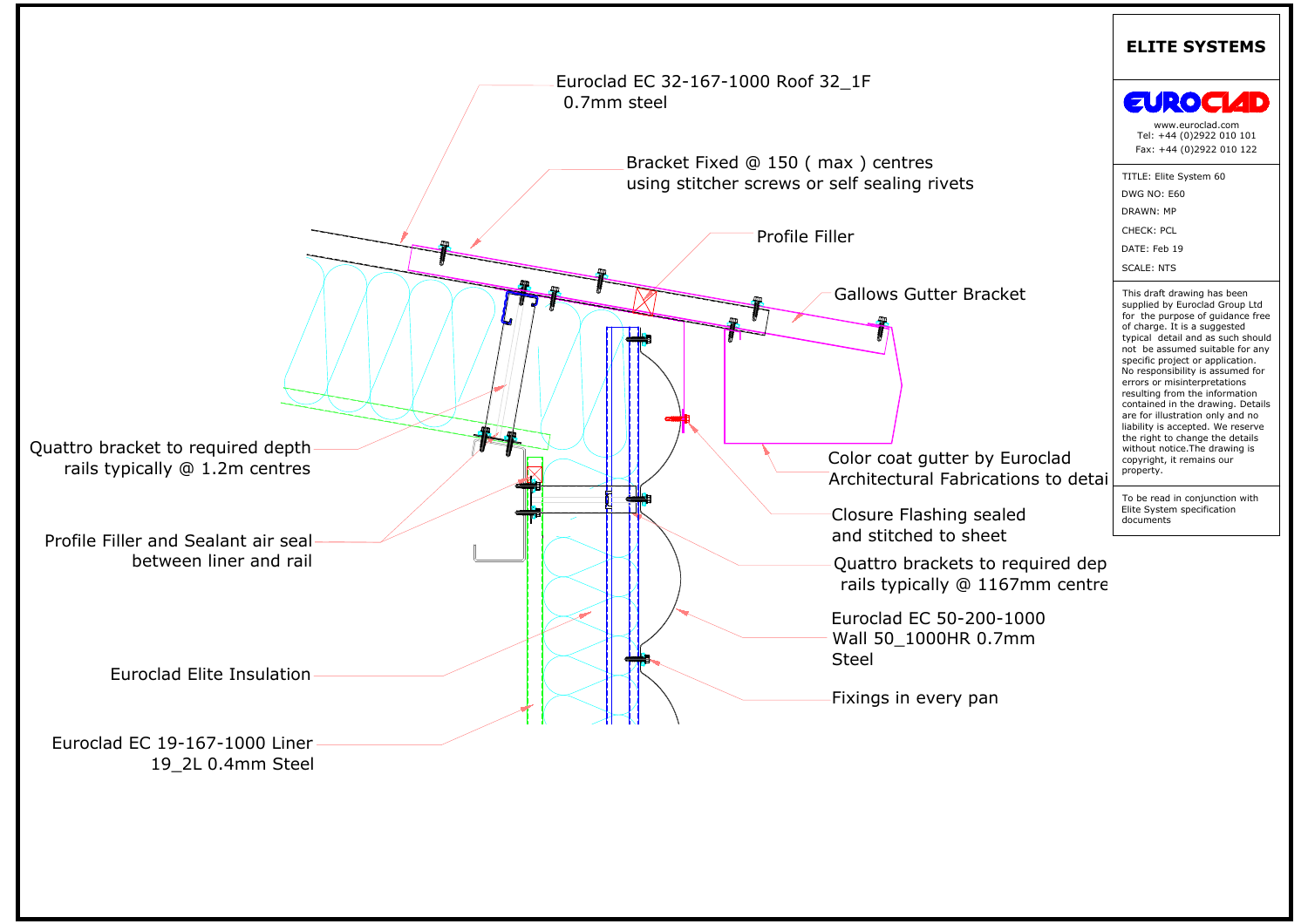Euroclad EC 32-167-1000 Roof 32_1F
0.7mm steel

Bracket Fixed @ 150 ( max ) centres
using stitcher screws or self sealing rivets

Profile Filler

Gallows Gutter Bracket

Quattro bracket to required depth
rails typically @ 1.2m centres

Color coat gutter by Euroclad
Architectural Fabrications to detai

Closure Flashing sealed
and stitched to sheet

Profile Filler and Sealant air seal
between liner and rail

Quattro brackets to required dep
rails typically @ 1167mm centre

Euroclad EC 50-200-1000
Wall 50_1000HR 0.7mm
Steel

Euroclad Elite Insulation

Fixings in every pan

Euroclad EC 19-167-1000 Liner
19_2L 0.4mm Steel

## ELITE SYSTEMS

EUROCLAD

www.euroclad.com
Tel: +44 (0)2922 010 101
Fax: +44 (0)2922 010 122

TITLE: Elite System 60
DWG NO: E60
DRAWN: MP
CHECK: PCL
DATE: Feb 19
SCALE: NTS

This draft drawing has been supplied by Euroclad Group Ltd for the purpose of guidance free of charge. It is a suggested typical detail and as such should not be assumed suitable for any specific project or application. No responsibility is assumed for errors or misinterpretations resulting from the information contained in the drawing. Details are for illustration only and no liability is accepted. We reserve the right to change the details without notice.The drawing is copyright, it remains our property.

To be read in conjunction with Elite System specification documents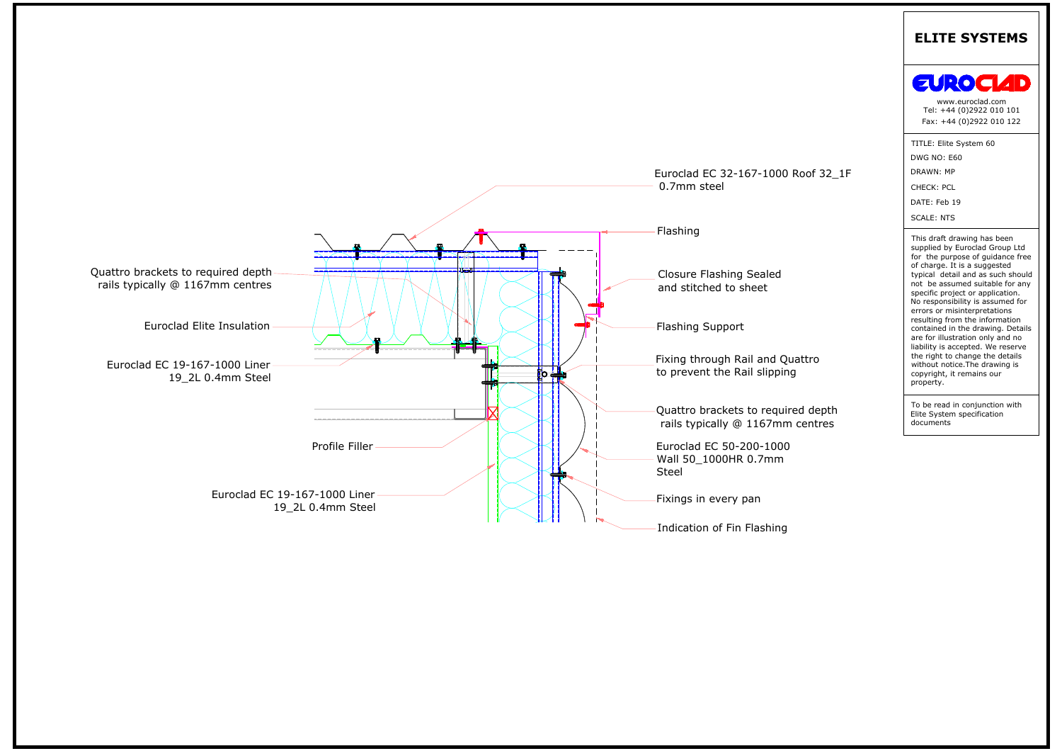Euroclad EC 32-167-1000 Roof 32_1F 0.7mm steel

Flashing

Quattro brackets to required depth rails typically @ 1167mm centres

Closure Flashing Sealed and stitched to sheet

Euroclad Elite Insulation

Flashing Support

Euroclad EC 19-167-1000 Liner 19_2L 0.4mm Steel

Fixing through Rail and Quattro to prevent the Rail slipping

Quattro brackets to required depth rails typically @ 1167mm centres

Profile Filler

Euroclad EC 50-200-1000 Wall 50_1000HR 0.7mm Steel

Euroclad EC 19-167-1000 Liner 19_2L 0.4mm Steel

Fixings in every pan

Indication of Fin Flashing

## ELITE SYSTEMS

**EUROCLAD**

www.euroclad.com
Tel: +44 (0)2922 010 101
Fax: +44 (0)2922 010 122

TITLE: Elite System 60

DWG NO: E60

DRAWN: MP

CHECK: PCL

DATE: Feb 19

SCALE: NTS

This draft drawing has been supplied by Euroclad Group Ltd for the purpose of guidance free of charge. It is a suggested typical detail and as such should not be assumed suitable for any specific project or application. No responsibility is assumed for errors or misinterpretations resulting from the information contained in the drawing. Details are for illustration only and no liability is accepted. We reserve the right to change the details without notice.The drawing is copyright, it remains our property.

To be read in conjunction with Elite System specification documents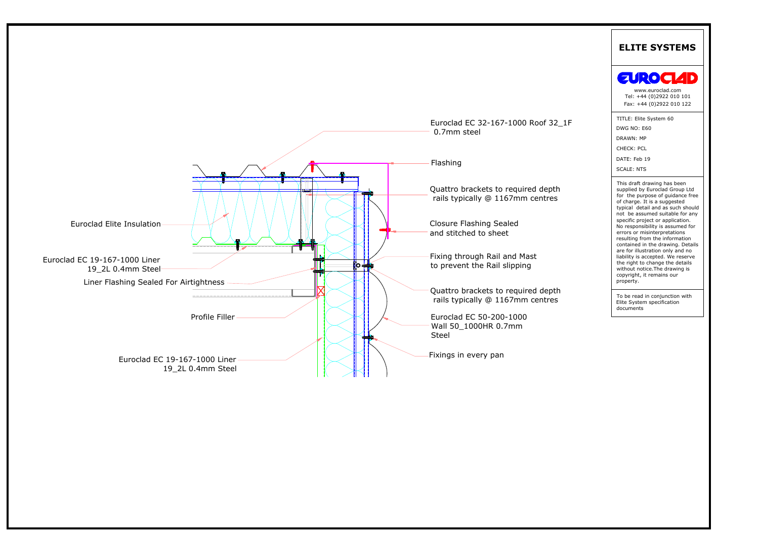Euroclad EC 32-167-1000 Roof 32_1F 0.7mm steel

Flashing

Quattro brackets to required depth rails typically @ 1167mm centres

Closure Flashing Sealed and stitched to sheet

Fixing through Rail and Mast to prevent the Rail slipping

Quattro brackets to required depth rails typically @ 1167mm centres

Euroclad EC 50-200-1000 Wall 50_1000HR 0.7mm Steel

Fixings in every pan

Euroclad Elite Insulation

Euroclad EC 19-167-1000 Liner 19_2L 0.4mm Steel

Liner Flashing Sealed For Airtightness

Profile Filler

Euroclad EC 19-167-1000 Liner 19_2L 0.4mm Steel

## ELITE SYSTEMS

EUROCLAD

www.euroclad.com
Tel: +44 (0)2922 010 101
Fax: +44 (0)2922 010 122

TITLE: Elite System 60
DWG NO: E60
DRAWN: MP
CHECK: PCL
DATE: Feb 19
SCALE: NTS

This draft drawing has been supplied by Euroclad Group Ltd for the purpose of guidance free of charge. It is a suggested typical detail and as such should not be assumed suitable for any specific project or application. No responsibility is assumed for errors or misinterpretations resulting from the information contained in the drawing. Details are for illustration only and no liability is accepted. We reserve the right to change the details without notice.The drawing is copyright, it remains our property.

To be read in conjunction with Elite System specification documents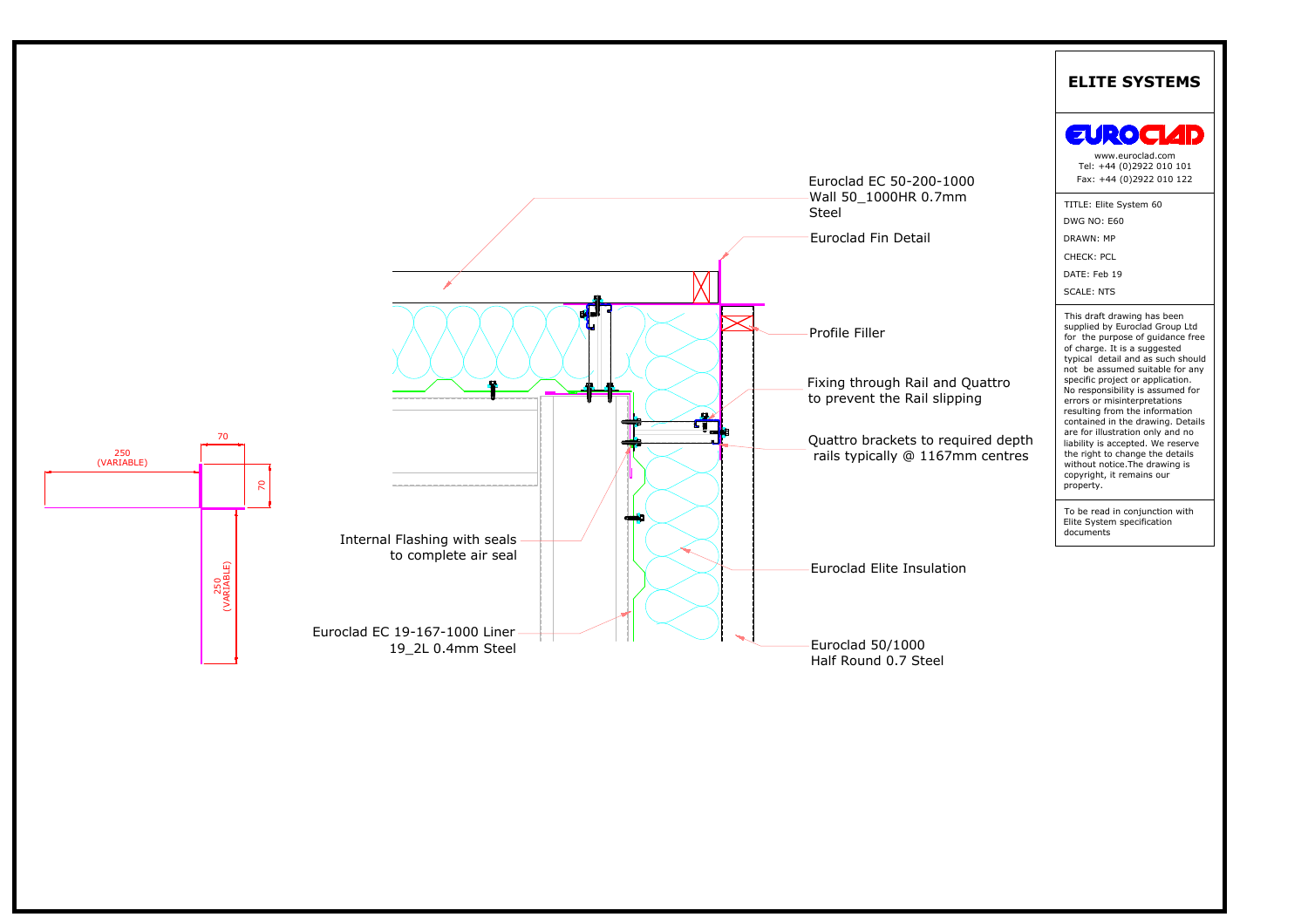# ELITE SYSTEMS

www.euroclad.com
Tel: +44 (0)2922 010 101
Fax: +44 (0)2922 010 122

TITLE: Elite System 60
DWG NO: E60
DRAWN: MP
CHECK: PCL
DATE: Feb 19
SCALE: NTS

This draft drawing has been supplied by Euroclad Group Ltd for the purpose of guidance free of charge. It is a suggested typical detail and as such should not be assumed suitable for any specific project or application. No responsibility is assumed for errors or misinterpretations resulting from the information contained in the drawing. Details are for illustration only and no liability is accepted. We reserve the right to change the details without notice.The drawing is copyright, it remains our property.

To be read in conjunction with Elite System specification documents

Euroclad EC 50-200-1000 Wall 50_1000HR 0.7mm Steel

Euroclad Fin Detail

Profile Filler

Fixing through Rail and Quattro to prevent the Rail slipping

Quattro brackets to required depth rails typically @ 1167mm centres

Internal Flashing with seals to complete air seal

Euroclad Elite Insulation

Euroclad EC 19-167-1000 Liner 19_2L 0.4mm Steel

Euroclad 50/1000 Half Round 0.7 Steel

70

250 (VARIABLE)

70

250 (VARIABLE)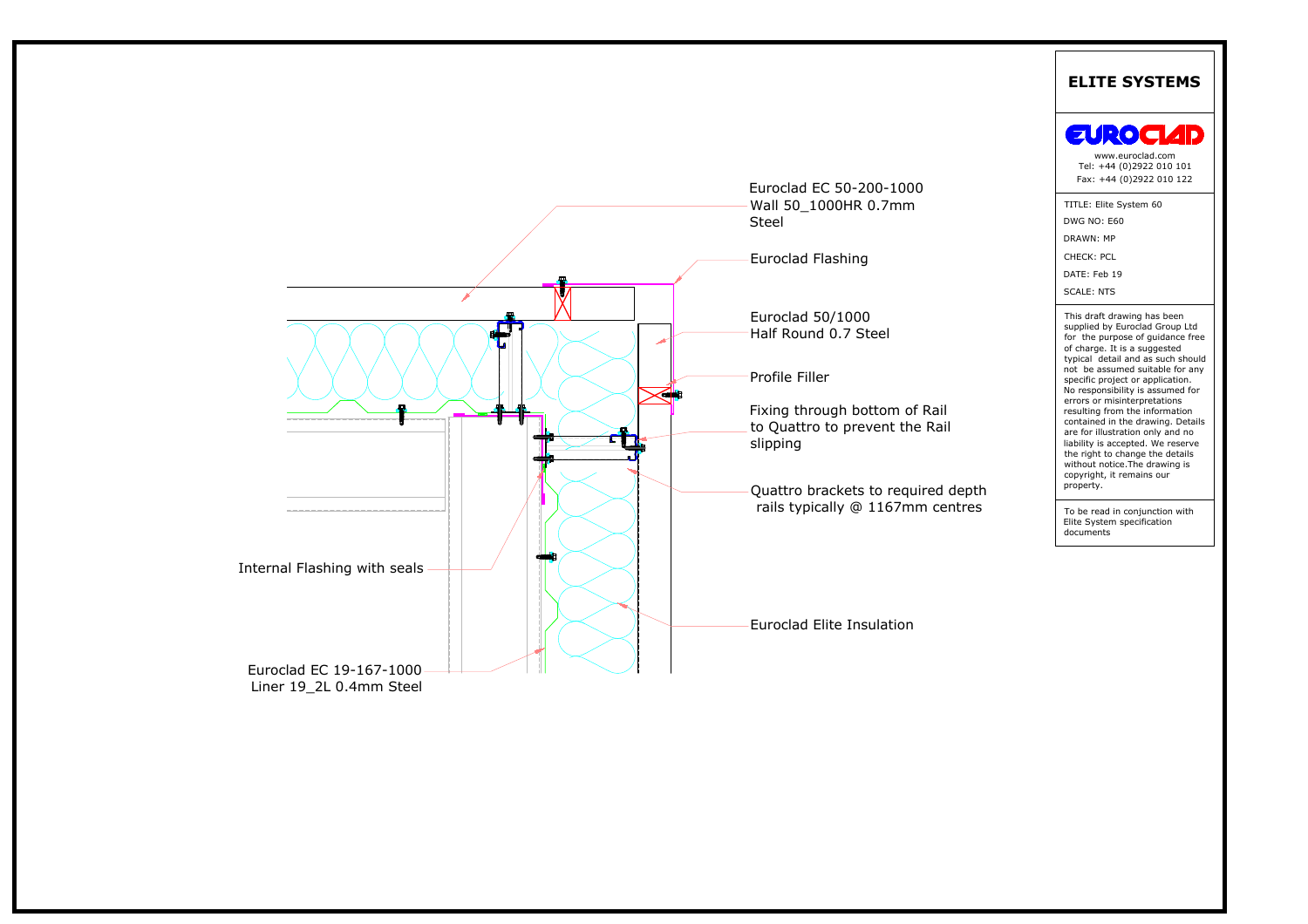Euroclad EC 50-200-1000
Wall 50_1000HR 0.7mm
Steel

Euroclad Flashing

Euroclad 50/1000
Half Round 0.7 Steel

Profile Filler

Fixing through bottom of Rail
to Quattro to prevent the Rail
slipping

Quattro brackets to required depth
rails typically @ 1167mm centres

Internal Flashing with seals

Euroclad Elite Insulation

Euroclad EC 19-167-1000
Liner 19_2L 0.4mm Steel

## ELITE SYSTEMS

EUROCLAD

www.euroclad.com
Tel: +44 (0)2922 010 101
Fax: +44 (0)2922 010 122

TITLE: Elite System 60
DWG NO: E60
DRAWN: MP
CHECK: PCL
DATE: Feb 19
SCALE: NTS

This draft drawing has been supplied by Euroclad Group Ltd for the purpose of guidance free of charge. It is a suggested typical detail and as such should not be assumed suitable for any specific project or application. No responsibility is assumed for errors or misinterpretations resulting from the information contained in the drawing. Details are for illustration only and no liability is accepted. We reserve the right to change the details without notice.The drawing is copyright, it remains our property.

To be read in conjunction with Elite System specification documents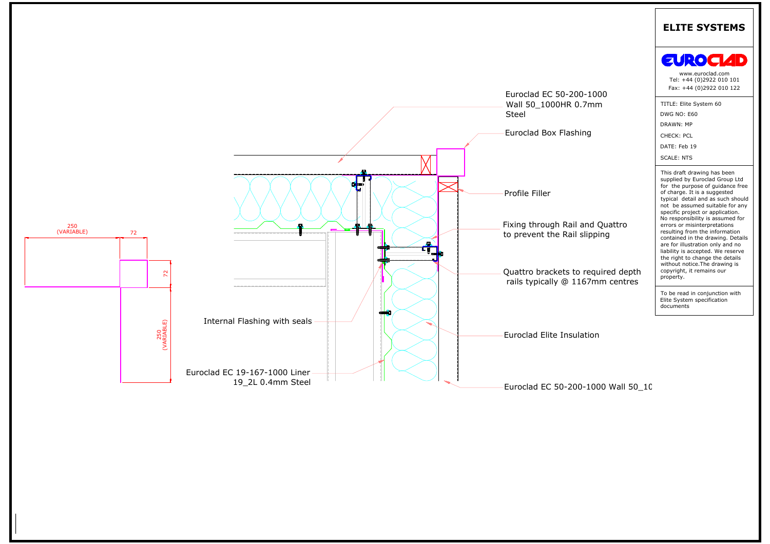## ELITE SYSTEMS

EUROCLAD

www.euroclad.com
Tel: +44 (0)2922 010 101
Fax: +44 (0)2922 010 122

TITLE: Elite System 60

DWG NO: E60

DRAWN: MP

CHECK: PCL

DATE: Feb 19

SCALE: NTS

This draft drawing has been supplied by Euroclad Group Ltd for the purpose of guidance free of charge. It is a suggested typical detail and as such should not be assumed suitable for any specific project or application. No responsibility is assumed for errors or misinterpretations resulting from the information contained in the drawing. Details are for illustration only and no liability is accepted. We reserve the right to change the details without notice.The drawing is copyright, it remains our property.

To be read in conjunction with Elite System specification documents

250 (VARIABLE)

72

72

250 (VARIABLE)

Euroclad EC 50-200-1000 Wall 50_1000HR 0.7mm Steel

Euroclad Box Flashing

Profile Filler

Fixing through Rail and Quattro to prevent the Rail slipping

Quattro brackets to required depth rails typically @ 1167mm centres

Internal Flashing with seals

Euroclad Elite Insulation

Euroclad EC 19-167-1000 Liner 19_2L 0.4mm Steel

Euroclad EC 50-200-1000 Wall 50_10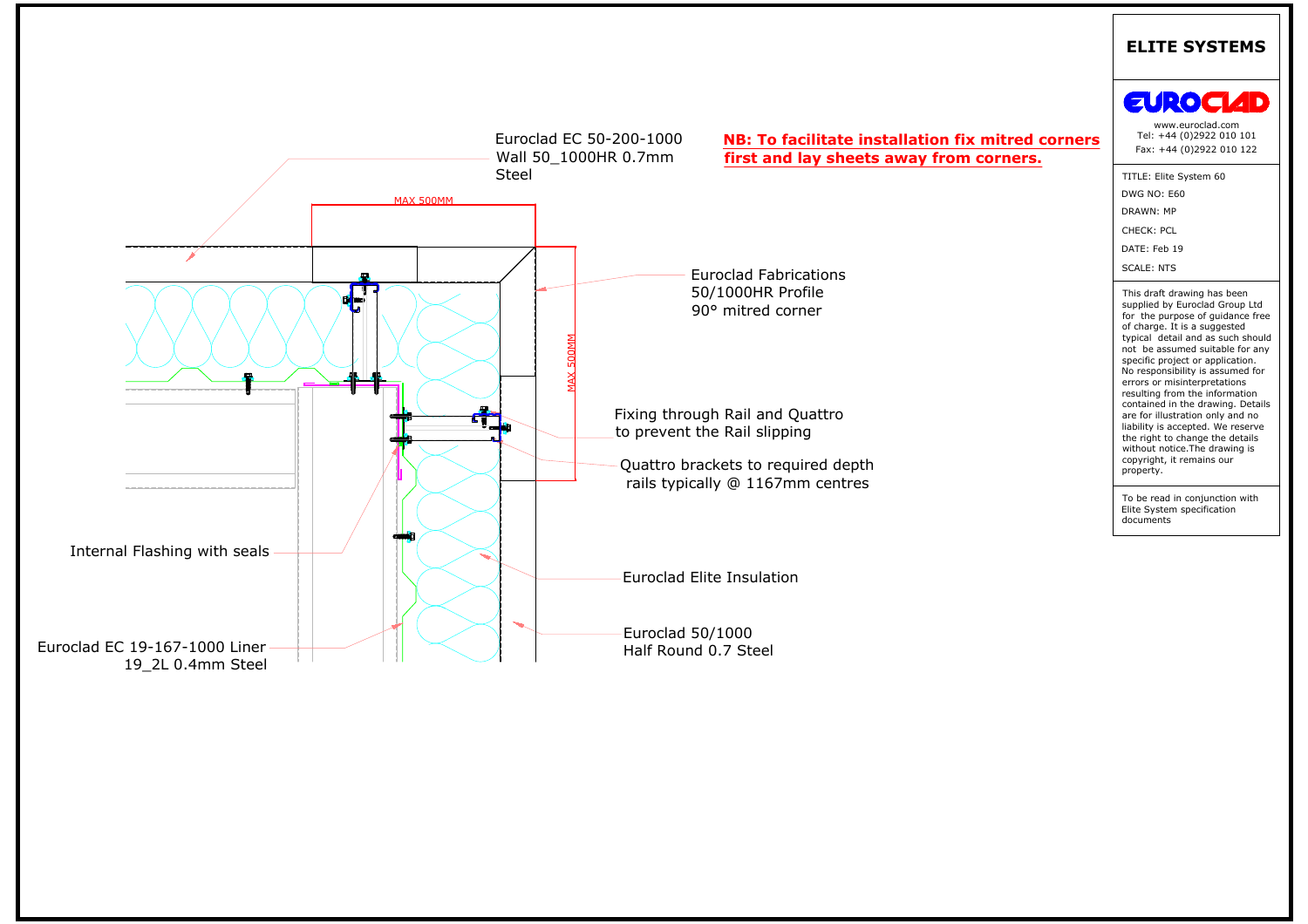## ELITE SYSTEMS

EUROCLAD

www.euroclad.com
Tel: +44 (0)2922 010 101
Fax: +44 (0)2922 010 122

TITLE: Elite System 60
DWG NO: E60
DRAWN: MP
CHECK: PCL
DATE: Feb 19
SCALE: NTS

This draft drawing has been supplied by Euroclad Group Ltd for the purpose of guidance free of charge. It is a suggested typical detail and as such should not be assumed suitable for any specific project or application. No responsibility is assumed for errors or misinterpretations resulting from the information contained in the drawing. Details are for illustration only and no liability is accepted. We reserve the right to change the details without notice.The drawing is copyright, it remains our property.

To be read in conjunction with Elite System specification documents

**NB: To facilitate installation fix mitred corners first and lay sheets away from corners.**

Euroclad EC 50-200-1000 Wall 50_1000HR 0.7mm Steel

MAX 500MM

MAX 500MM

Euroclad Fabrications 50/1000HR Profile 90° mitred corner

Fixing through Rail and Quattro to prevent the Rail slipping

Quattro brackets to required depth rails typically @ 1167mm centres

Internal Flashing with seals

Euroclad Elite Insulation

Euroclad EC 19-167-1000 Liner 19_2L 0.4mm Steel

Euroclad 50/1000 Half Round 0.7 Steel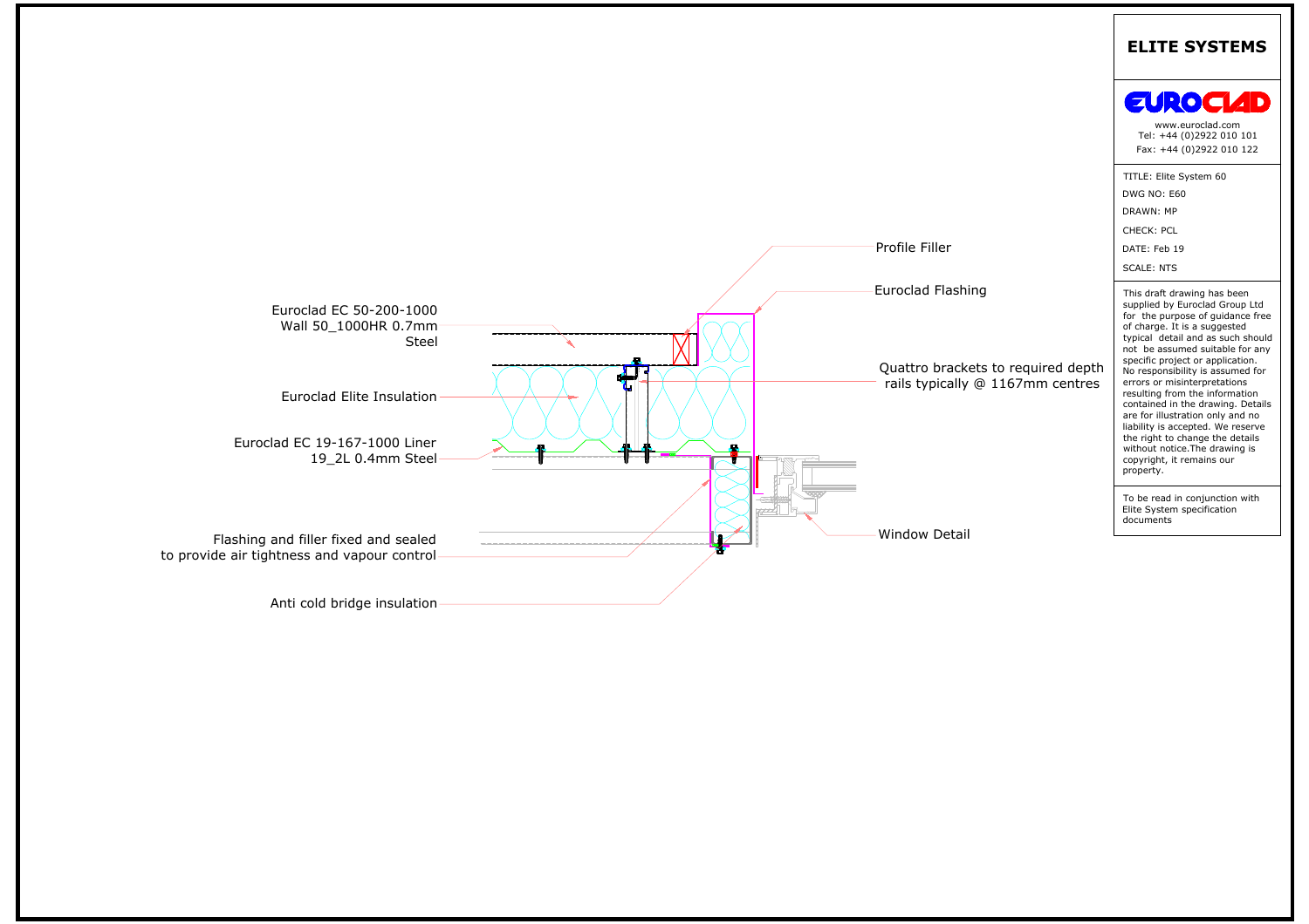Euroclad EC 50-200-1000
Wall 50_1000HR 0.7mm
Steel

Euroclad Elite Insulation

Euroclad EC 19-167-1000 Liner
19_2L 0.4mm Steel

Flashing and filler fixed and sealed
to provide air tightness and vapour control

Anti cold bridge insulation

Profile Filler

Euroclad Flashing

Quattro brackets to required depth
rails typically @ 1167mm centres

Window Detail

## ELITE SYSTEMS

EUROCLAD

www.euroclad.com
Tel: +44 (0)2922 010 101
Fax: +44 (0)2922 010 122

TITLE: Elite System 60

DWG NO: E60

DRAWN: MP

CHECK: PCL

DATE: Feb 19

SCALE: NTS

This draft drawing has been supplied by Euroclad Group Ltd for the purpose of guidance free of charge. It is a suggested typical detail and as such should not be assumed suitable for any specific project or application. No responsibility is assumed for errors or misinterpretations resulting from the information contained in the drawing. Details are for illustration only and no liability is accepted. We reserve the right to change the details without notice.The drawing is copyright, it remains our property.

To be read in conjunction with Elite System specification documents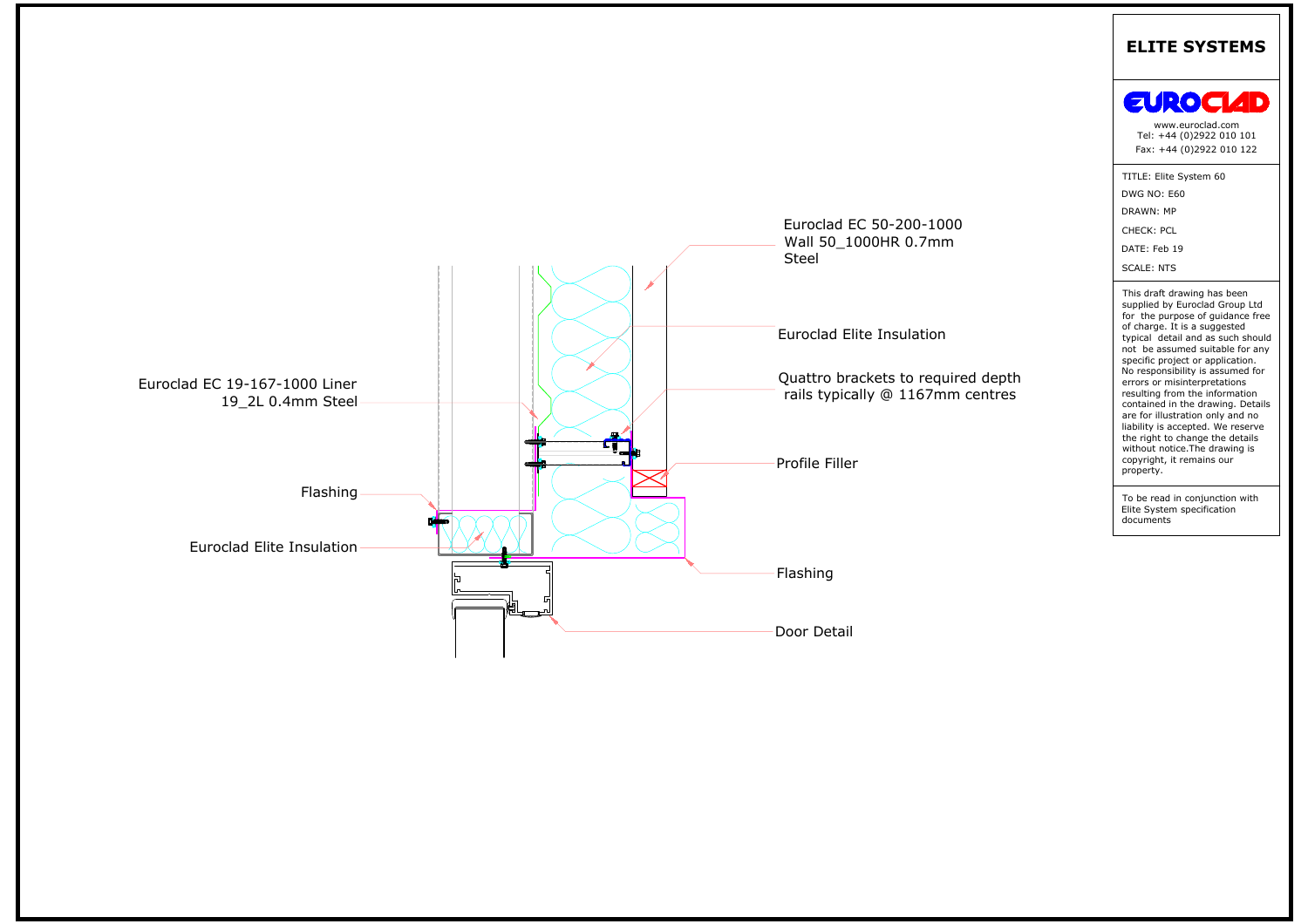Euroclad EC 50-200-1000 Wall 50_1000HR 0.7mm Steel

Euroclad Elite Insulation

Quattro brackets to required depth rails typically @ 1167mm centres

Profile Filler

Flashing

Door Detail

Euroclad EC 19-167-1000 Liner 19_2L 0.4mm Steel

Flashing

Euroclad Elite Insulation

## ELITE SYSTEMS

EUROCLAD

www.euroclad.com
Tel: +44 (0)2922 010 101
Fax: +44 (0)2922 010 122

TITLE: Elite System 60
DWG NO: E60
DRAWN: MP
CHECK: PCL
DATE: Feb 19
SCALE: NTS

This draft drawing has been supplied by Euroclad Group Ltd for the purpose of guidance free of charge. It is a suggested typical detail and as such should not be assumed suitable for any specific project or application. No responsibility is assumed for errors or misinterpretations resulting from the information contained in the drawing. Details are for illustration only and no liability is accepted. We reserve the right to change the details without notice.The drawing is copyright, it remains our property.

To be read in conjunction with Elite System specification documents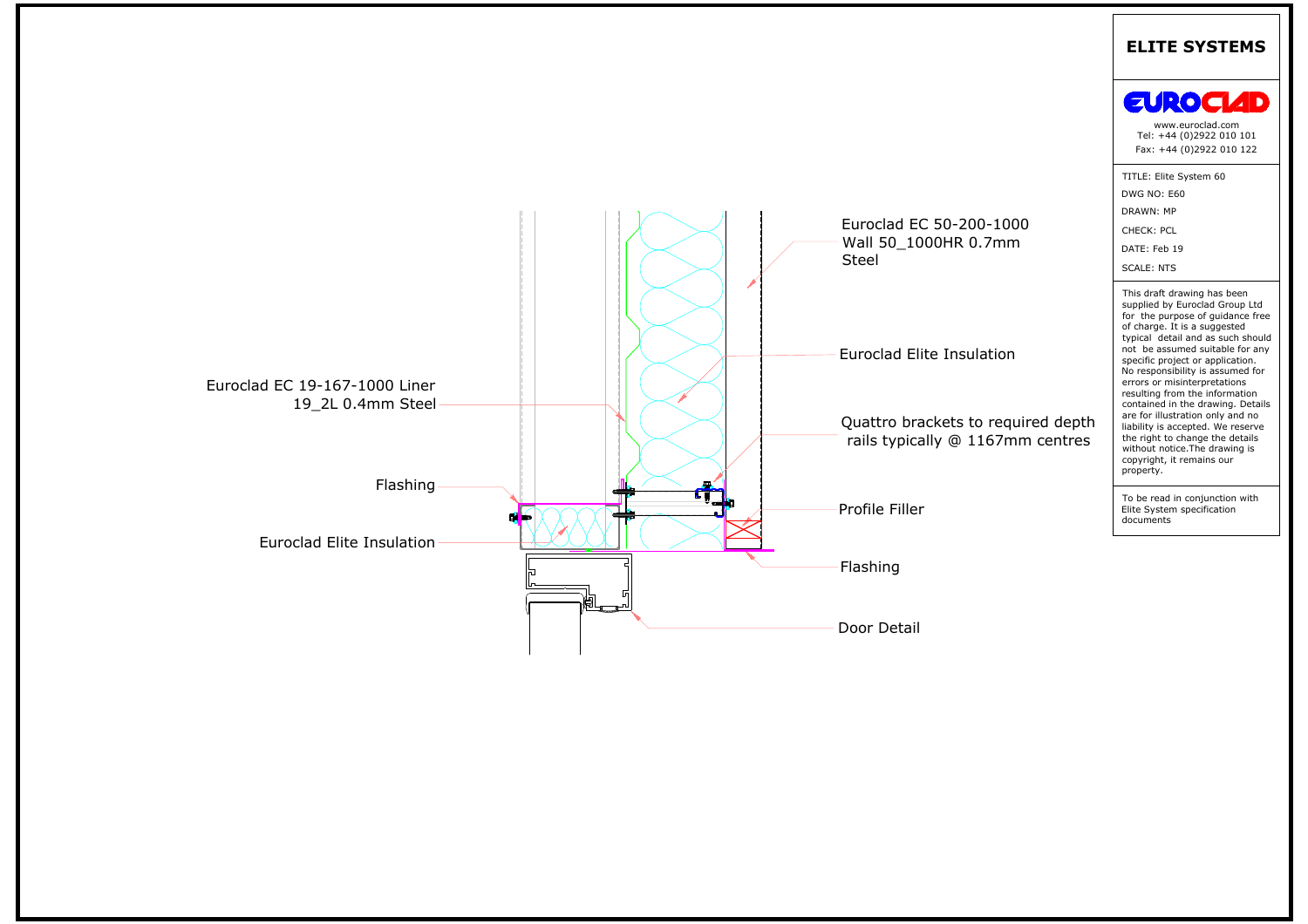Euroclad EC 50-200-1000
Wall 50_1000HR 0.7mm
Steel

Euroclad Elite Insulation

Quattro brackets to required depth
rails typically @ 1167mm centres

Profile Filler

Flashing

Door Detail

Euroclad EC 19-167-1000 Liner
19_2L 0.4mm Steel

Flashing

Euroclad Elite Insulation

## ELITE SYSTEMS

EUROCLAD

www.euroclad.com
Tel: +44 (0)2922 010 101
Fax: +44 (0)2922 010 122

TITLE: Elite System 60
DWG NO: E60
DRAWN: MP
CHECK: PCL
DATE: Feb 19
SCALE: NTS

This draft drawing has been supplied by Euroclad Group Ltd for the purpose of guidance free of charge. It is a suggested typical detail and as such should not be assumed suitable for any specific project or application. No responsibility is assumed for errors or misinterpretations resulting from the information contained in the drawing. Details are for illustration only and no liability is accepted. We reserve the right to change the details without notice.The drawing is copyright, it remains our property.

To be read in conjunction with Elite System specification documents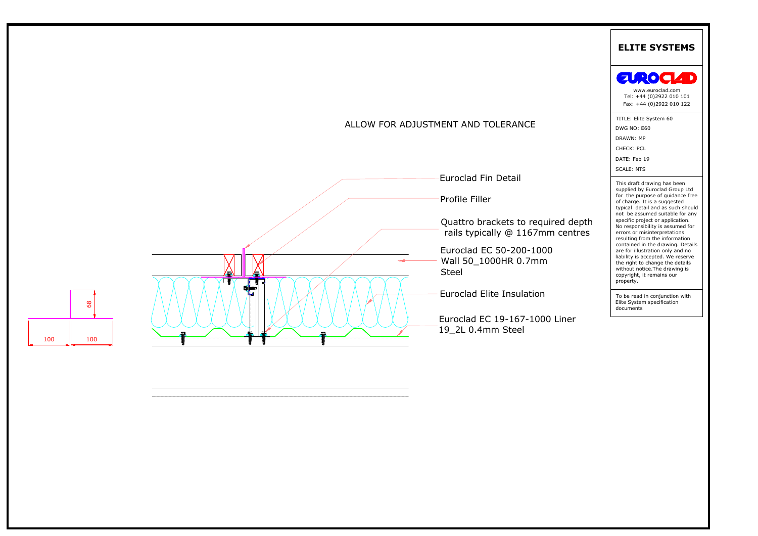ALLOW FOR ADJUSTMENT AND TOLERANCE

Euroclad Fin Detail

Profile Filler

Quattro brackets to required depth
rails typically @ 1167mm centres

Euroclad EC 50-200-1000
Wall 50_1000HR 0.7mm
Steel

Euroclad Elite Insulation

Euroclad EC 19-167-1000 Liner
19_2L 0.4mm Steel

68

100 100

## ELITE SYSTEMS

EUROCLAD

www.euroclad.com
Tel: +44 (0)2922 010 101
Fax: +44 (0)2922 010 122

TITLE: Elite System 60
DWG NO: E60
DRAWN: MP
CHECK: PCL
DATE: Feb 19
SCALE: NTS

This draft drawing has been supplied by Euroclad Group Ltd for the purpose of guidance free of charge. It is a suggested typical detail and as such should not be assumed suitable for any specific project or application. No responsibility is assumed for errors or misinterpretations resulting from the information contained in the drawing. Details are for illustration only and no liability is accepted. We reserve the right to change the details without notice.The drawing is copyright, it remains our property.

To be read in conjunction with Elite System specification documents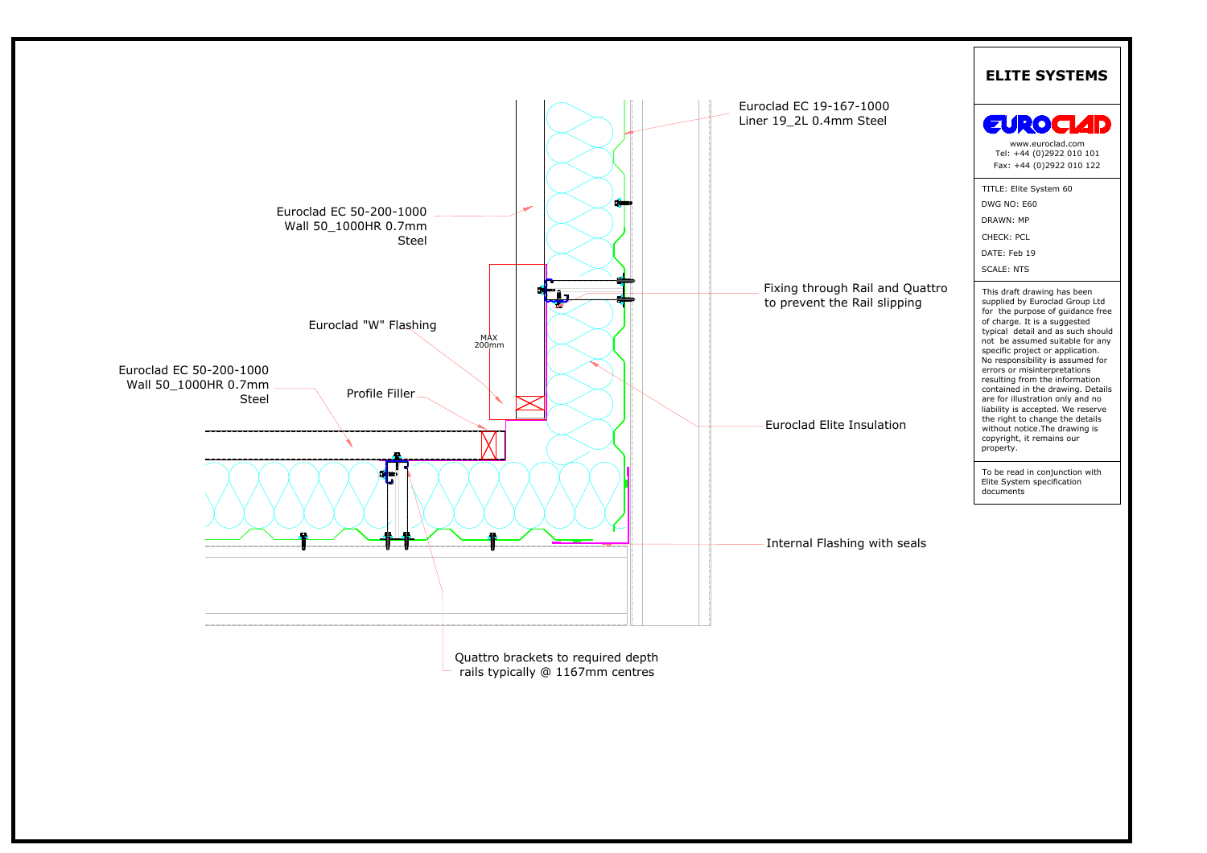Euroclad EC 19-167-1000
Liner 19_2L 0.4mm Steel

Euroclad EC 50-200-1000
Wall 50_1000HR 0.7mm
Steel

Fixing through Rail and Quattro
to prevent the Rail slipping

Euroclad "W" Flashing

MAX
200mm

Euroclad EC 50-200-1000
Wall 50_1000HR 0.7mm
Steel

Profile Filler

Euroclad Elite Insulation

Internal Flashing with seals

Quattro brackets to required depth
rails typically @ 1167mm centres

## ELITE SYSTEMS

EUROCLAD

www.euroclad.com
Tel: +44 (0)2922 010 101
Fax: +44 (0)2922 010 122

TITLE: Elite System 60
DWG NO: E60
DRAWN: MP
CHECK: PCL
DATE: Feb 19
SCALE: NTS

This draft drawing has been supplied by Euroclad Group Ltd for the purpose of guidance free of charge. It is a suggested typical detail and as such should not be assumed suitable for any specific project or application. No responsibility is assumed for errors or misinterpretations resulting from the information contained in the drawing. Details are for illustration only and no liability is accepted. We reserve the right to change the details without notice.The drawing is copyright, it remains our property.

To be read in conjunction with Elite System specification documents